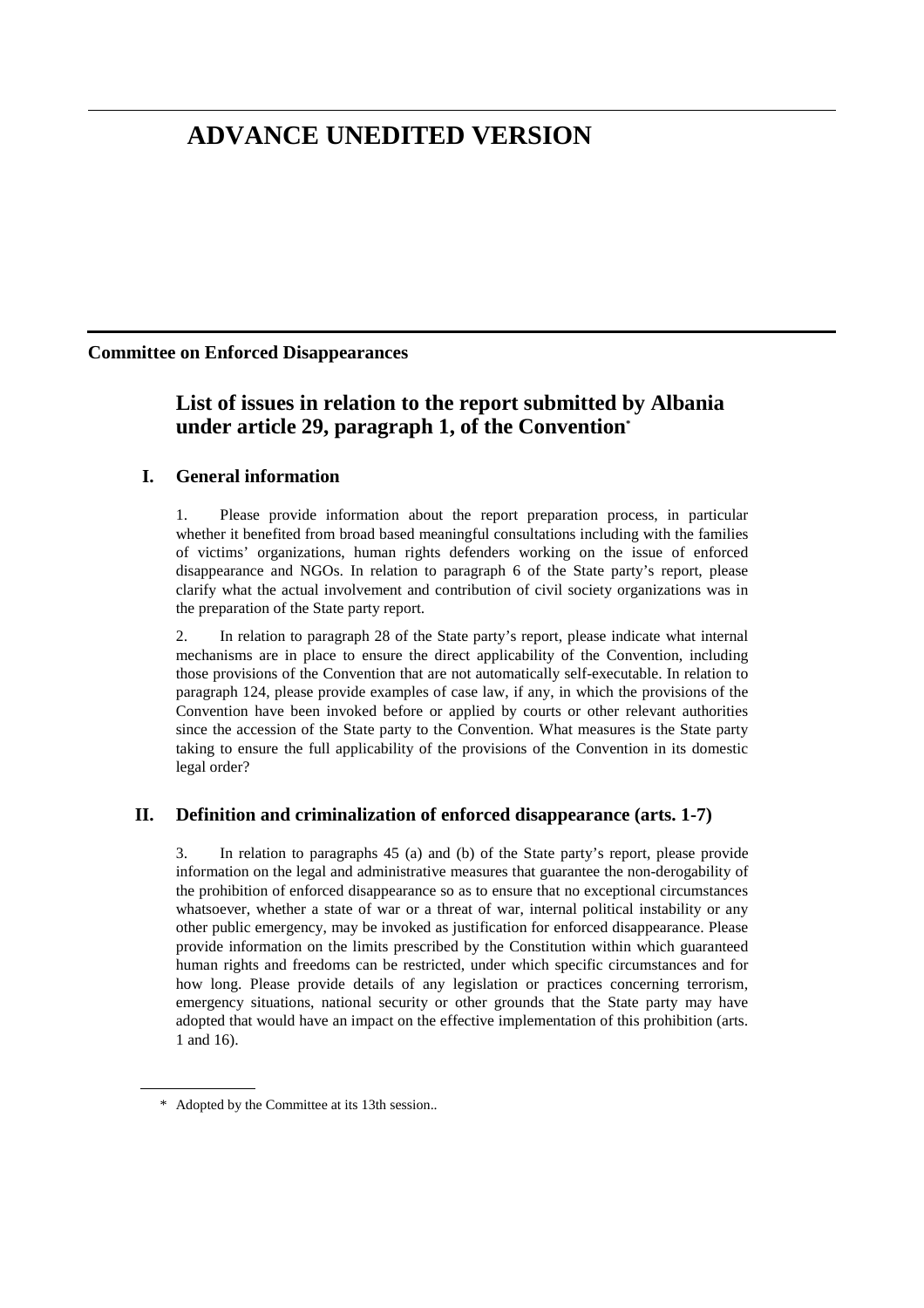# ADVANCE UNEDITED VERSION

**Committee on Enforced Disappearances**

## List of issues in relation to the report submitted by Albania under article 29, paragraph 1, of the Convention*

### I. General information

1. Please provide information about the report preparation process, in particular whether it benefited from broad based meaningful consultations including with the families of victims' organizations, human rights defenders working on the issue of enforced disappearance and NGOs. In relation to paragraph 6 of the State party's report, please clarify what the actual involvement and contribution of civil society organizations was in the preparation of the State party report.

2. In relation to paragraph 28 of the State party's report, please indicate what internal mechanisms are in place to ensure the direct applicability of the Convention, including those provisions of the Convention that are not automatically self-executable. In relation to paragraph 124, please provide examples of case law, if any, in which the provisions of the Convention have been invoked before or applied by courts or other relevant authorities since the accession of the State party to the Convention. What measures is the State party taking to ensure the full applicability of the provisions of the Convention in its domestic legal order?

### II. Definition and criminalization of enforced disappearance (arts. 1-7)

3. In relation to paragraphs 45 (a) and (b) of the State party's report, please provide information on the legal and administrative measures that guarantee the non-derogability of the prohibition of enforced disappearance so as to ensure that no exceptional circumstances whatsoever, whether a state of war or a threat of war, internal political instability or any other public emergency, may be invoked as justification for enforced disappearance. Please provide information on the limits prescribed by the Constitution within which guaranteed human rights and freedoms can be restricted, under which specific circumstances and for how long. Please provide details of any legislation or practices concerning terrorism, emergency situations, national security or other grounds that the State party may have adopted that would have an impact on the effective implementation of this prohibition (arts. 1 and 16).

* Adopted by the Committee at its 13th session..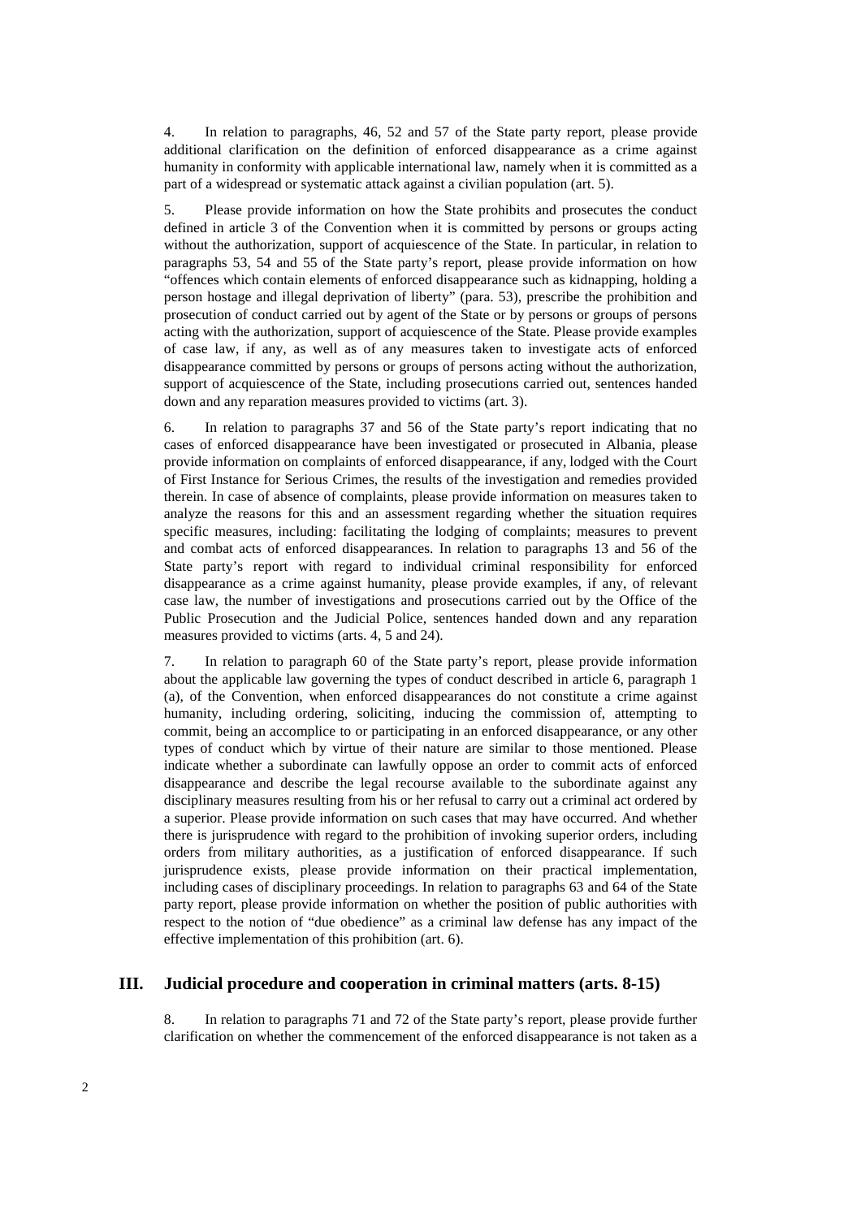4. In relation to paragraphs, 46, 52 and 57 of the State party report, please provide additional clarification on the definition of enforced disappearance as a crime against humanity in conformity with applicable international law, namely when it is committed as a part of a widespread or systematic attack against a civilian population (art. 5).

5. Please provide information on how the State prohibits and prosecutes the conduct defined in article 3 of the Convention when it is committed by persons or groups acting without the authorization, support of acquiescence of the State. In particular, in relation to paragraphs 53, 54 and 55 of the State party's report, please provide information on how "offences which contain elements of enforced disappearance such as kidnapping, holding a person hostage and illegal deprivation of liberty" (para. 53), prescribe the prohibition and prosecution of conduct carried out by agent of the State or by persons or groups of persons acting with the authorization, support of acquiescence of the State. Please provide examples of case law, if any, as well as of any measures taken to investigate acts of enforced disappearance committed by persons or groups of persons acting without the authorization, support of acquiescence of the State, including prosecutions carried out, sentences handed down and any reparation measures provided to victims (art. 3).

6. In relation to paragraphs 37 and 56 of the State party's report indicating that no cases of enforced disappearance have been investigated or prosecuted in Albania, please provide information on complaints of enforced disappearance, if any, lodged with the Court of First Instance for Serious Crimes, the results of the investigation and remedies provided therein. In case of absence of complaints, please provide information on measures taken to analyze the reasons for this and an assessment regarding whether the situation requires specific measures, including: facilitating the lodging of complaints; measures to prevent and combat acts of enforced disappearances. In relation to paragraphs 13 and 56 of the State party's report with regard to individual criminal responsibility for enforced disappearance as a crime against humanity, please provide examples, if any, of relevant case law, the number of investigations and prosecutions carried out by the Office of the Public Prosecution and the Judicial Police, sentences handed down and any reparation measures provided to victims (arts. 4, 5 and 24).

7. In relation to paragraph 60 of the State party's report, please provide information about the applicable law governing the types of conduct described in article 6, paragraph 1 (a), of the Convention, when enforced disappearances do not constitute a crime against humanity, including ordering, soliciting, inducing the commission of, attempting to commit, being an accomplice to or participating in an enforced disappearance, or any other types of conduct which by virtue of their nature are similar to those mentioned. Please indicate whether a subordinate can lawfully oppose an order to commit acts of enforced disappearance and describe the legal recourse available to the subordinate against any disciplinary measures resulting from his or her refusal to carry out a criminal act ordered by a superior. Please provide information on such cases that may have occurred. And whether there is jurisprudence with regard to the prohibition of invoking superior orders, including orders from military authorities, as a justification of enforced disappearance. If such jurisprudence exists, please provide information on their practical implementation, including cases of disciplinary proceedings. In relation to paragraphs 63 and 64 of the State party report, please provide information on whether the position of public authorities with respect to the notion of "due obedience" as a criminal law defense has any impact of the effective implementation of this prohibition (art. 6).

## III. Judicial procedure and cooperation in criminal matters (arts. 8-15)

8. In relation to paragraphs 71 and 72 of the State party's report, please provide further clarification on whether the commencement of the enforced disappearance is not taken as a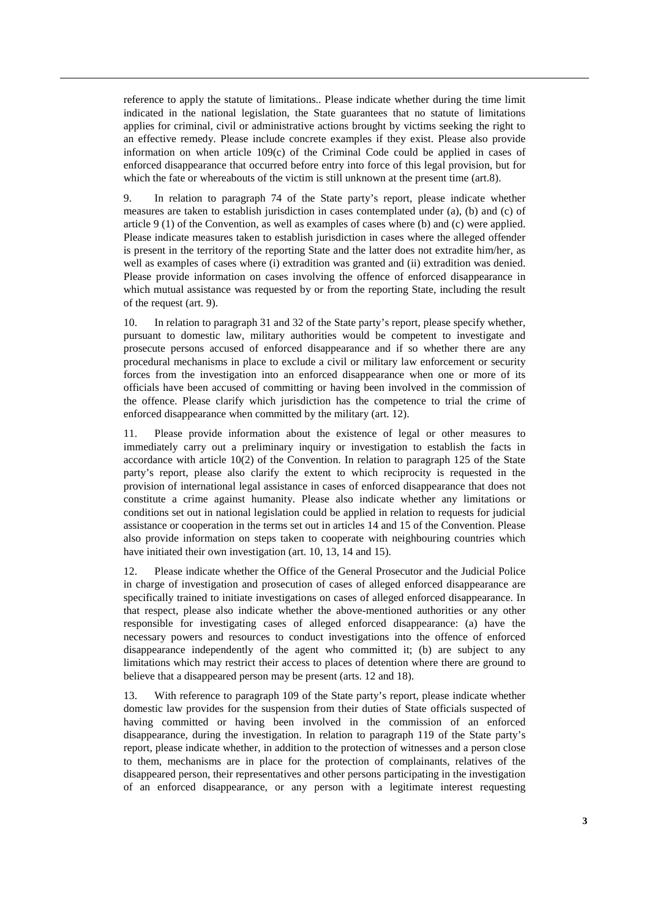reference to apply the statute of limitations.. Please indicate whether during the time limit indicated in the national legislation, the State guarantees that no statute of limitations applies for criminal, civil or administrative actions brought by victims seeking the right to an effective remedy. Please include concrete examples if they exist. Please also provide information on when article 109(c) of the Criminal Code could be applied in cases of enforced disappearance that occurred before entry into force of this legal provision, but for which the fate or whereabouts of the victim is still unknown at the present time (art.8).

9. In relation to paragraph 74 of the State party's report, please indicate whether measures are taken to establish jurisdiction in cases contemplated under (a), (b) and (c) of article 9 (1) of the Convention, as well as examples of cases where (b) and (c) were applied. Please indicate measures taken to establish jurisdiction in cases where the alleged offender is present in the territory of the reporting State and the latter does not extradite him/her, as well as examples of cases where (i) extradition was granted and (ii) extradition was denied. Please provide information on cases involving the offence of enforced disappearance in which mutual assistance was requested by or from the reporting State, including the result of the request (art. 9).

10. In relation to paragraph 31 and 32 of the State party's report, please specify whether, pursuant to domestic law, military authorities would be competent to investigate and prosecute persons accused of enforced disappearance and if so whether there are any procedural mechanisms in place to exclude a civil or military law enforcement or security forces from the investigation into an enforced disappearance when one or more of its officials have been accused of committing or having been involved in the commission of the offence. Please clarify which jurisdiction has the competence to trial the crime of enforced disappearance when committed by the military (art. 12).

11. Please provide information about the existence of legal or other measures to immediately carry out a preliminary inquiry or investigation to establish the facts in accordance with article 10(2) of the Convention. In relation to paragraph 125 of the State party's report, please also clarify the extent to which reciprocity is requested in the provision of international legal assistance in cases of enforced disappearance that does not constitute a crime against humanity. Please also indicate whether any limitations or conditions set out in national legislation could be applied in relation to requests for judicial assistance or cooperation in the terms set out in articles 14 and 15 of the Convention. Please also provide information on steps taken to cooperate with neighbouring countries which have initiated their own investigation (art. 10, 13, 14 and 15).

12. Please indicate whether the Office of the General Prosecutor and the Judicial Police in charge of investigation and prosecution of cases of alleged enforced disappearance are specifically trained to initiate investigations on cases of alleged enforced disappearance. In that respect, please also indicate whether the above-mentioned authorities or any other responsible for investigating cases of alleged enforced disappearance: (a) have the necessary powers and resources to conduct investigations into the offence of enforced disappearance independently of the agent who committed it; (b) are subject to any limitations which may restrict their access to places of detention where there are ground to believe that a disappeared person may be present (arts. 12 and 18).

13. With reference to paragraph 109 of the State party's report, please indicate whether domestic law provides for the suspension from their duties of State officials suspected of having committed or having been involved in the commission of an enforced disappearance, during the investigation. In relation to paragraph 119 of the State party's report, please indicate whether, in addition to the protection of witnesses and a person close to them, mechanisms are in place for the protection of complainants, relatives of the disappeared person, their representatives and other persons participating in the investigation of an enforced disappearance, or any person with a legitimate interest requesting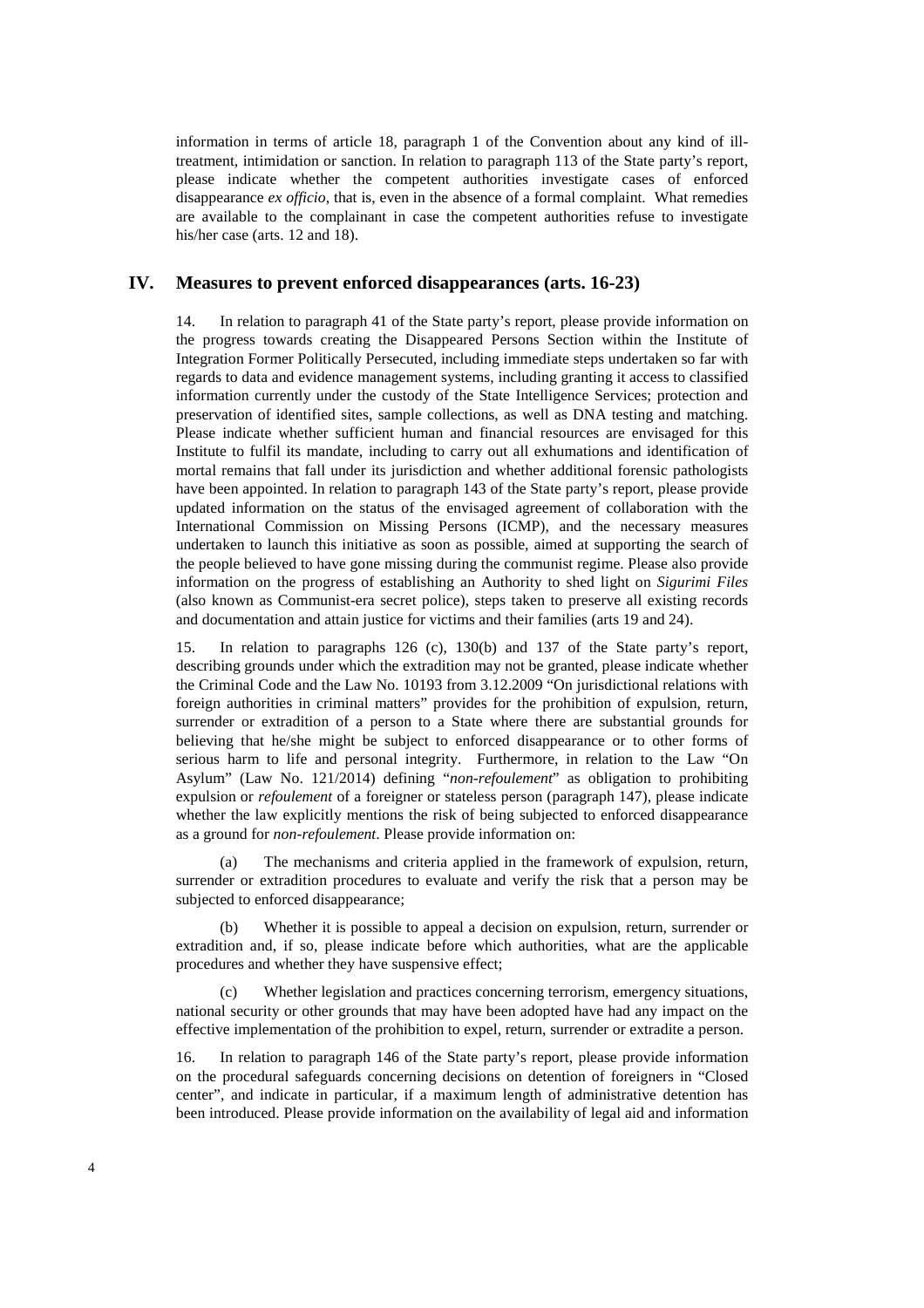information in terms of article 18, paragraph 1 of the Convention about any kind of ill-treatment, intimidation or sanction. In relation to paragraph 113 of the State party's report, please indicate whether the competent authorities investigate cases of enforced disappearance *ex officio*, that is, even in the absence of a formal complaint. What remedies are available to the complainant in case the competent authorities refuse to investigate his/her case (arts. 12 and 18).

## IV. Measures to prevent enforced disappearances (arts. 16-23)

14. In relation to paragraph 41 of the State party's report, please provide information on the progress towards creating the Disappeared Persons Section within the Institute of Integration Former Politically Persecuted, including immediate steps undertaken so far with regards to data and evidence management systems, including granting it access to classified information currently under the custody of the State Intelligence Services; protection and preservation of identified sites, sample collections, as well as DNA testing and matching. Please indicate whether sufficient human and financial resources are envisaged for this Institute to fulfil its mandate, including to carry out all exhumations and identification of mortal remains that fall under its jurisdiction and whether additional forensic pathologists have been appointed. In relation to paragraph 143 of the State party's report, please provide updated information on the status of the envisaged agreement of collaboration with the International Commission on Missing Persons (ICMP), and the necessary measures undertaken to launch this initiative as soon as possible, aimed at supporting the search of the people believed to have gone missing during the communist regime. Please also provide information on the progress of establishing an Authority to shed light on *Sigurimi Files* (also known as Communist-era secret police), steps taken to preserve all existing records and documentation and attain justice for victims and their families (arts 19 and 24).

15. In relation to paragraphs 126 (c), 130(b) and 137 of the State party's report, describing grounds under which the extradition may not be granted, please indicate whether the Criminal Code and the Law No. 10193 from 3.12.2009 "On jurisdictional relations with foreign authorities in criminal matters" provides for the prohibition of expulsion, return, surrender or extradition of a person to a State where there are substantial grounds for believing that he/she might be subject to enforced disappearance or to other forms of serious harm to life and personal integrity. Furthermore, in relation to the Law "On Asylum" (Law No. 121/2014) defining "*non-refoulement*" as obligation to prohibiting expulsion or *refoulement* of a foreigner or stateless person (paragraph 147), please indicate whether the law explicitly mentions the risk of being subjected to enforced disappearance as a ground for *non-refoulement*. Please provide information on:

(a) The mechanisms and criteria applied in the framework of expulsion, return, surrender or extradition procedures to evaluate and verify the risk that a person may be subjected to enforced disappearance;

(b) Whether it is possible to appeal a decision on expulsion, return, surrender or extradition and, if so, please indicate before which authorities, what are the applicable procedures and whether they have suspensive effect;

(c) Whether legislation and practices concerning terrorism, emergency situations, national security or other grounds that may have been adopted have had any impact on the effective implementation of the prohibition to expel, return, surrender or extradite a person.

16. In relation to paragraph 146 of the State party's report, please provide information on the procedural safeguards concerning decisions on detention of foreigners in "Closed center", and indicate in particular, if a maximum length of administrative detention has been introduced. Please provide information on the availability of legal aid and information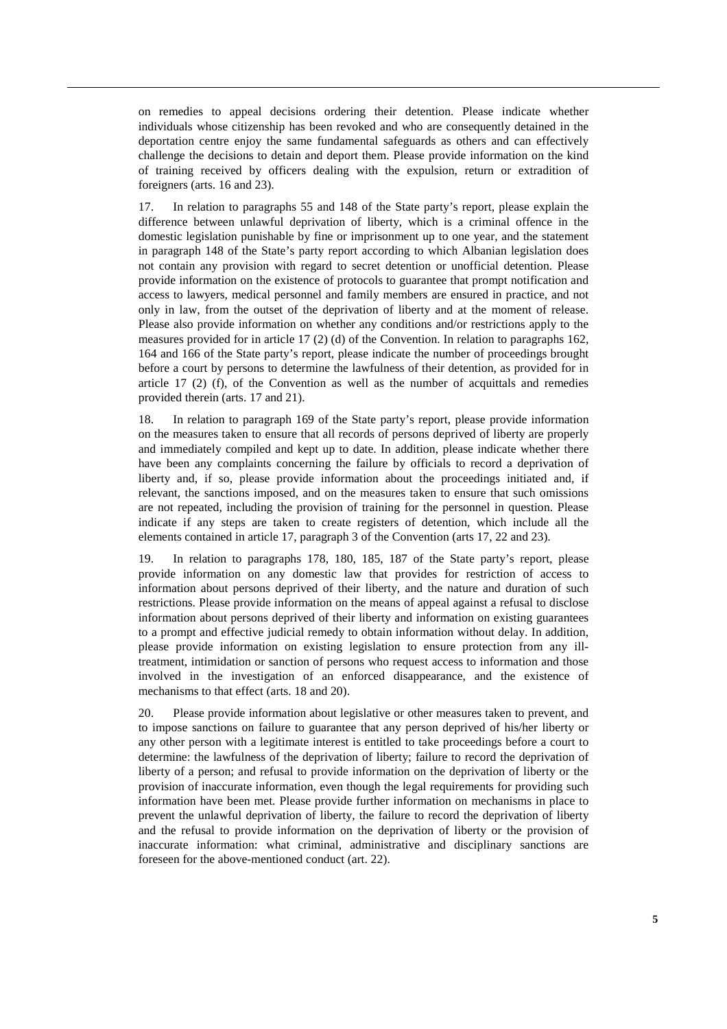on remedies to appeal decisions ordering their detention. Please indicate whether individuals whose citizenship has been revoked and who are consequently detained in the deportation centre enjoy the same fundamental safeguards as others and can effectively challenge the decisions to detain and deport them. Please provide information on the kind of training received by officers dealing with the expulsion, return or extradition of foreigners (arts. 16 and 23).

17. In relation to paragraphs 55 and 148 of the State party's report, please explain the difference between unlawful deprivation of liberty, which is a criminal offence in the domestic legislation punishable by fine or imprisonment up to one year, and the statement in paragraph 148 of the State's party report according to which Albanian legislation does not contain any provision with regard to secret detention or unofficial detention. Please provide information on the existence of protocols to guarantee that prompt notification and access to lawyers, medical personnel and family members are ensured in practice, and not only in law, from the outset of the deprivation of liberty and at the moment of release. Please also provide information on whether any conditions and/or restrictions apply to the measures provided for in article 17 (2) (d) of the Convention. In relation to paragraphs 162, 164 and 166 of the State party's report, please indicate the number of proceedings brought before a court by persons to determine the lawfulness of their detention, as provided for in article 17 (2) (f), of the Convention as well as the number of acquittals and remedies provided therein (arts. 17 and 21).

18. In relation to paragraph 169 of the State party's report, please provide information on the measures taken to ensure that all records of persons deprived of liberty are properly and immediately compiled and kept up to date. In addition, please indicate whether there have been any complaints concerning the failure by officials to record a deprivation of liberty and, if so, please provide information about the proceedings initiated and, if relevant, the sanctions imposed, and on the measures taken to ensure that such omissions are not repeated, including the provision of training for the personnel in question. Please indicate if any steps are taken to create registers of detention, which include all the elements contained in article 17, paragraph 3 of the Convention (arts 17, 22 and 23).

19. In relation to paragraphs 178, 180, 185, 187 of the State party's report, please provide information on any domestic law that provides for restriction of access to information about persons deprived of their liberty, and the nature and duration of such restrictions. Please provide information on the means of appeal against a refusal to disclose information about persons deprived of their liberty and information on existing guarantees to a prompt and effective judicial remedy to obtain information without delay. In addition, please provide information on existing legislation to ensure protection from any ill-treatment, intimidation or sanction of persons who request access to information and those involved in the investigation of an enforced disappearance, and the existence of mechanisms to that effect (arts. 18 and 20).

20. Please provide information about legislative or other measures taken to prevent, and to impose sanctions on failure to guarantee that any person deprived of his/her liberty or any other person with a legitimate interest is entitled to take proceedings before a court to determine: the lawfulness of the deprivation of liberty; failure to record the deprivation of liberty of a person; and refusal to provide information on the deprivation of liberty or the provision of inaccurate information, even though the legal requirements for providing such information have been met. Please provide further information on mechanisms in place to prevent the unlawful deprivation of liberty, the failure to record the deprivation of liberty and the refusal to provide information on the deprivation of liberty or the provision of inaccurate information: what criminal, administrative and disciplinary sanctions are foreseen for the above-mentioned conduct (art. 22).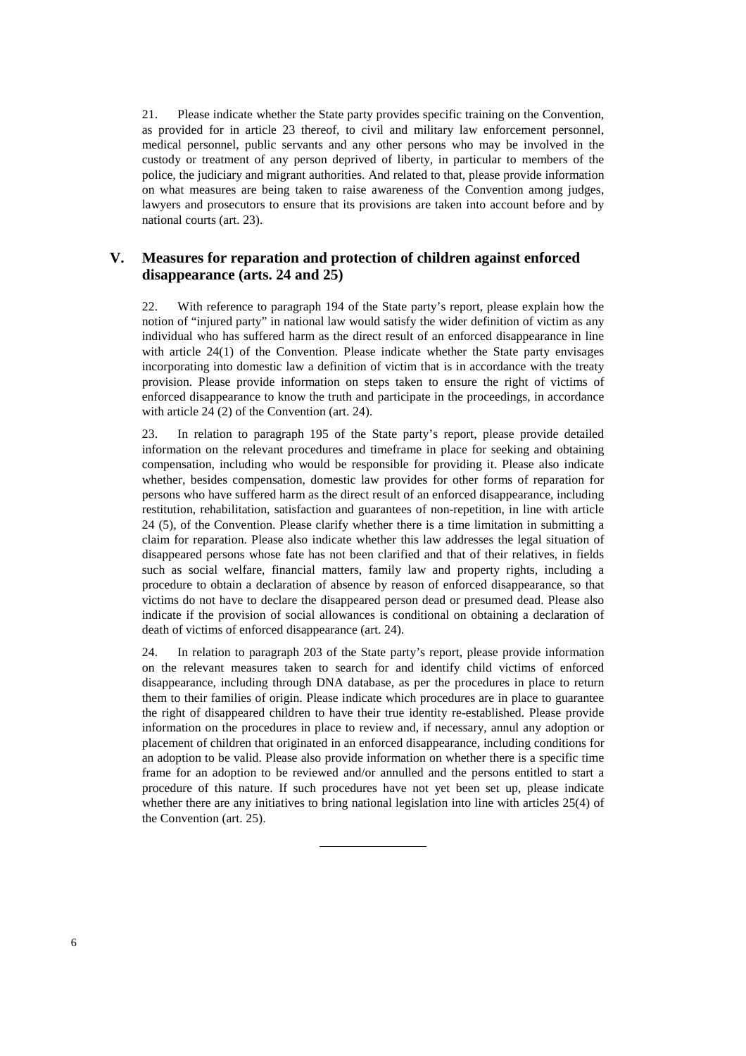21. Please indicate whether the State party provides specific training on the Convention, as provided for in article 23 thereof, to civil and military law enforcement personnel, medical personnel, public servants and any other persons who may be involved in the custody or treatment of any person deprived of liberty, in particular to members of the police, the judiciary and migrant authorities. And related to that, please provide information on what measures are being taken to raise awareness of the Convention among judges, lawyers and prosecutors to ensure that its provisions are taken into account before and by national courts (art. 23).

## V. Measures for reparation and protection of children against enforced disappearance (arts. 24 and 25)

22. With reference to paragraph 194 of the State party's report, please explain how the notion of "injured party" in national law would satisfy the wider definition of victim as any individual who has suffered harm as the direct result of an enforced disappearance in line with article 24(1) of the Convention. Please indicate whether the State party envisages incorporating into domestic law a definition of victim that is in accordance with the treaty provision. Please provide information on steps taken to ensure the right of victims of enforced disappearance to know the truth and participate in the proceedings, in accordance with article 24 (2) of the Convention (art. 24).

23. In relation to paragraph 195 of the State party's report, please provide detailed information on the relevant procedures and timeframe in place for seeking and obtaining compensation, including who would be responsible for providing it. Please also indicate whether, besides compensation, domestic law provides for other forms of reparation for persons who have suffered harm as the direct result of an enforced disappearance, including restitution, rehabilitation, satisfaction and guarantees of non-repetition, in line with article 24 (5), of the Convention. Please clarify whether there is a time limitation in submitting a claim for reparation. Please also indicate whether this law addresses the legal situation of disappeared persons whose fate has not been clarified and that of their relatives, in fields such as social welfare, financial matters, family law and property rights, including a procedure to obtain a declaration of absence by reason of enforced disappearance, so that victims do not have to declare the disappeared person dead or presumed dead. Please also indicate if the provision of social allowances is conditional on obtaining a declaration of death of victims of enforced disappearance (art. 24).

24. In relation to paragraph 203 of the State party's report, please provide information on the relevant measures taken to search for and identify child victims of enforced disappearance, including through DNA database, as per the procedures in place to return them to their families of origin. Please indicate which procedures are in place to guarantee the right of disappeared children to have their true identity re-established. Please provide information on the procedures in place to review and, if necessary, annul any adoption or placement of children that originated in an enforced disappearance, including conditions for an adoption to be valid. Please also provide information on whether there is a specific time frame for an adoption to be reviewed and/or annulled and the persons entitled to start a procedure of this nature. If such procedures have not yet been set up, please indicate whether there are any initiatives to bring national legislation into line with articles 25(4) of the Convention (art. 25).